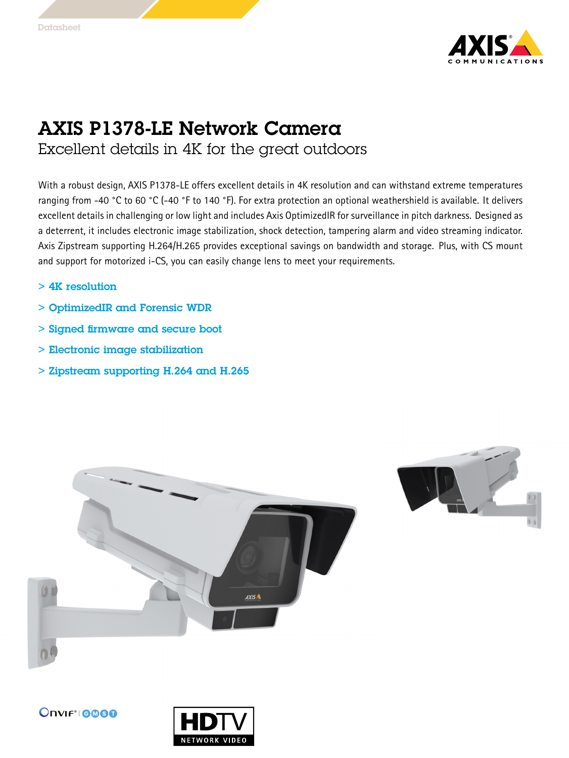Datasheet

# AXIS P1378-LE Network Camera

## Excellent details in 4K for the great outdoors

With a robust design, AXIS P1378-LE offers excellent details in 4K resolution and can withstand extreme temperatures ranging from -40 °C to 60 °C (-40 °F to 140 °F). For extra protection an optional weathershield is available. It delivers excellent details in challenging or low light and includes Axis OptimizedIR for surveillance in pitch darkness. Designed as a deterrent, it includes electronic image stabilization, shock detection, tampering alarm and video streaming indicator. Axis Zipstream supporting H.264/H.265 provides exceptional savings on bandwidth and storage. Plus, with CS mount and support for motorized i-CS, you can easily change lens to meet your requirements.

- > 4K resolution
- > OptimizedIR and Forensic WDR
- > Signed firmware and secure boot
- > Electronic image stabilization
- > Zipstream supporting H.264 and H.265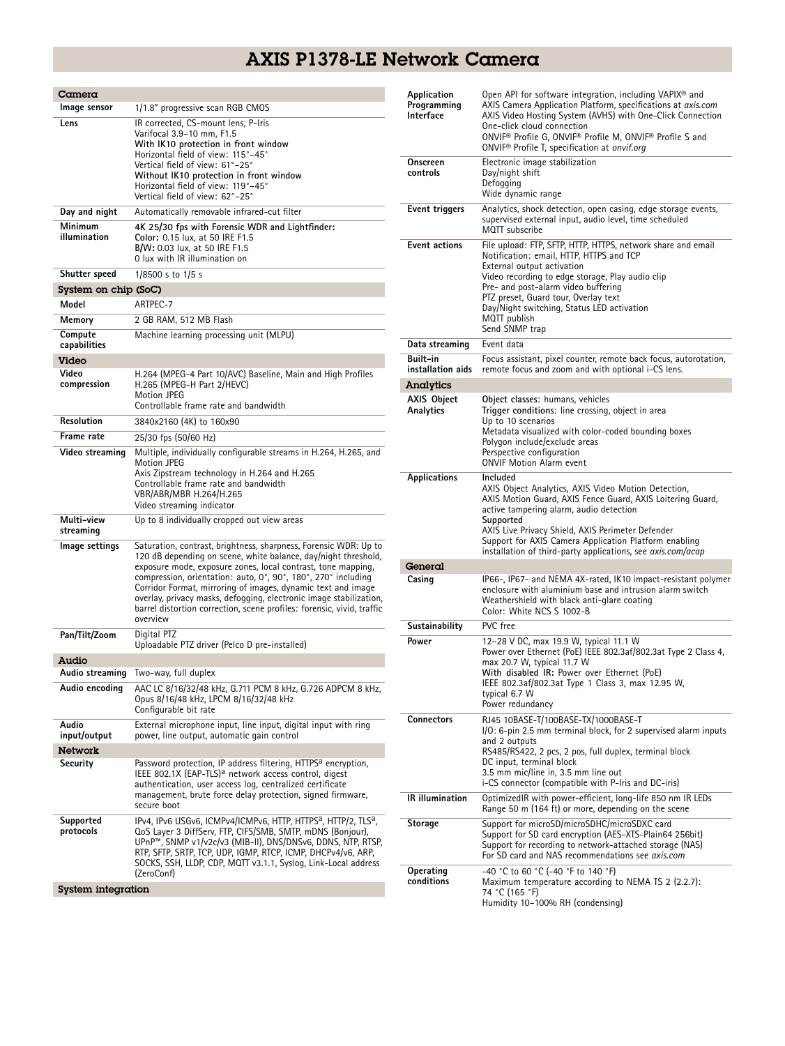# AXIS P1378-LE Network Camera

## Camera

| | |
|---|---|
| **Image sensor** | 1/1.8" progressive scan RGB CMOS |
| **Lens** | IR corrected, CS-mount lens, P-Iris<br>Varifocal 3.9–10 mm, F1.5<br>**With IK10 protection in front window**<br>Horizontal field of view: 115°–45°<br>Vertical field of view: 61°–25°<br>**Without IK10 protection in front window**<br>Horizontal field of view: 119°–45°<br>Vertical field of view: 62°–25° |
| **Day and night** | Automatically removable infrared-cut filter |
| **Minimum illumination** | **4K 25/30 fps with Forensic WDR and Lightfinder:**<br>**Color:** 0.15 lux, at 50 IRE F1.5<br>**B/W:** 0.03 lux, at 50 IRE F1.5<br>0 lux with IR illumination on |
| **Shutter speed** | 1/8500 s to 1/5 s |

## System on chip (SoC)

| | |
|---|---|
| **Model** | ARTPEC-7 |
| **Memory** | 2 GB RAM, 512 MB Flash |
| **Compute capabilities** | Machine learning processing unit (MLPU) |

## Video

| | |
|---|---|
| **Video compression** | H.264 (MPEG-4 Part 10/AVC) Baseline, Main and High Profiles<br>H.265 (MPEG-H Part 2/HEVC)<br>Motion JPEG<br>Controllable frame rate and bandwidth |
| **Resolution** | 3840x2160 (4K) to 160x90 |
| **Frame rate** | 25/30 fps (50/60 Hz) |
| **Video streaming** | Multiple, individually configurable streams in H.264, H.265, and Motion JPEG<br>Axis Zipstream technology in H.264 and H.265<br>Controllable frame rate and bandwidth<br>VBR/ABR/MBR H.264/H.265<br>Video streaming indicator |
| **Multi-view streaming** | Up to 8 individually cropped out view areas |
| **Image settings** | Saturation, contrast, brightness, sharpness, Forensic WDR: Up to 120 dB depending on scene, white balance, day/night threshold, exposure mode, exposure zones, local contrast, tone mapping, compression, orientation: auto, 0°, 90°, 180°, 270° including Corridor Format, mirroring of images, dynamic text and image overlay, privacy masks, defogging, electronic image stabilization, barrel distortion correction, scene profiles: forensic, vivid, traffic overview |
| **Pan/Tilt/Zoom** | Digital PTZ<br>Uploadable PTZ driver (Pelco D pre-installed) |

## Audio

| | |
|---|---|
| **Audio streaming** | Two-way, full duplex |
| **Audio encoding** | AAC LC 8/16/32/48 kHz, G.711 PCM 8 kHz, G.726 ADPCM 8 kHz, Opus 8/16/48 kHz, LPCM 8/16/32/48 kHz<br>Configurable bit rate |
| **Audio input/output** | External microphone input, line input, digital input with ring power, line output, automatic gain control |

## Network

| | |
|---|---|
| **Security** | Password protection, IP address filtering, HTTPS[a] encryption, IEEE 802.1X (EAP-TLS)[a] network access control, digest authentication, user access log, centralized certificate management, brute force delay protection, signed firmware, secure boot |
| **Supported protocols** | IPv4, IPv6 USGv6, ICMPv4/ICMPv6, HTTP, HTTPS[a], HTTP/2, TLS[a], QoS Layer 3 DiffServ, FTP, CIFS/SMB, SMTP, mDNS (Bonjour), UPnP™, SNMP v1/v2c/v3 (MIB-II), DNS/DNSv6, DDNS, NTP, RTSP, RTP, SFTP, SRTP, TCP, UDP, IGMP, RTCP, ICMP, DHCPv4/v6, ARP, SOCKS, SSH, LLDP, CDP, MQTT v3.1.1, Syslog, Link-Local address (ZeroConf) |

## System integration

| | |
|---|---|
| **Application Programming Interface** | Open API for software integration, including VAPIX® and AXIS Camera Application Platform, specifications at *axis.com*<br>AXIS Video Hosting System (AVHS) with One-Click Connection<br>One-click cloud connection<br>ONVIF® Profile G, ONVIF® Profile M, ONVIF® Profile S and ONVIF® Profile T, specification at *onvif.org* |
| **Onscreen controls** | Electronic image stabilization<br>Day/night shift<br>Defogging<br>Wide dynamic range |
| **Event triggers** | Analytics, shock detection, open casing, edge storage events, supervised external input, audio level, time scheduled<br>MQTT subscribe |
| **Event actions** | File upload: FTP, SFTP, HTTP, HTTPS, network share and email<br>Notification: email, HTTP, HTTPS and TCP<br>External output activation<br>Video recording to edge storage, Play audio clip<br>Pre- and post-alarm video buffering<br>PTZ preset, Guard tour, Overlay text<br>Day/Night switching, Status LED activation<br>MQTT publish<br>Send SNMP trap |
| **Data streaming** | Event data |
| **Built-in installation aids** | Focus assistant, pixel counter, remote back focus, autorotation, remote focus and zoom and with optional i-CS lens. |

## Analytics

| | |
|---|---|
| **AXIS Object Analytics** | **Object classes**: humans, vehicles<br>**Trigger conditions**: line crossing, object in area<br>Up to 10 scenarios<br>Metadata visualized with color-coded bounding boxes<br>Polygon include/exclude areas<br>Perspective configuration<br>ONVIF Motion Alarm event |
| **Applications** | **Included**<br>AXIS Object Analytics, AXIS Video Motion Detection, AXIS Motion Guard, AXIS Fence Guard, AXIS Loitering Guard, active tampering alarm, audio detection<br>**Supported**<br>AXIS Live Privacy Shield, AXIS Perimeter Defender<br>Support for AXIS Camera Application Platform enabling installation of third-party applications, see *axis.com/acap* |

## General

| | |
|---|---|
| **Casing** | IP66-, IP67- and NEMA 4X-rated, IK10 impact-resistant polymer enclosure with aluminium base and intrusion alarm switch<br>Weathershield with black anti-glare coating<br>Color: White NCS S 1002-B |
| **Sustainability** | PVC free |
| **Power** | 12–28 V DC, max 19.9 W, typical 11.1 W<br>Power over Ethernet (PoE) IEEE 802.3af/802.3at Type 2 Class 4, max 20.7 W, typical 11.7 W<br>**With disabled IR:** Power over Ethernet (PoE) IEEE 802.3af/802.3at Type 1 Class 3, max 12.95 W, typical 6.7 W<br>Power redundancy |
| **Connectors** | RJ45 10BASE-T/100BASE-TX/1000BASE-T<br>I/O: 6-pin 2.5 mm terminal block, for 2 supervised alarm inputs and 2 outputs<br>RS485/RS422, 2 pcs, 2 pos, full duplex, terminal block<br>DC input, terminal block<br>3.5 mm mic/line in, 3.5 mm line out<br>i-CS connector (compatible with P-Iris and DC-iris) |
| **IR illumination** | OptimizedIR with power-efficient, long-life 850 nm IR LEDs<br>Range 50 m (164 ft) or more, depending on the scene |
| **Storage** | Support for microSD/microSDHC/microSDXC card<br>Support for SD card encryption (AES-XTS-Plain64 256bit)<br>Support for recording to network-attached storage (NAS)<br>For SD card and NAS recommendations see *axis.com* |
| **Operating conditions** | -40 °C to 60 °C (-40 °F to 140 °F)<br>Maximum temperature according to NEMA TS 2 (2.2.7): 74 °C (165 °F)<br>Humidity 10–100% RH (condensing) |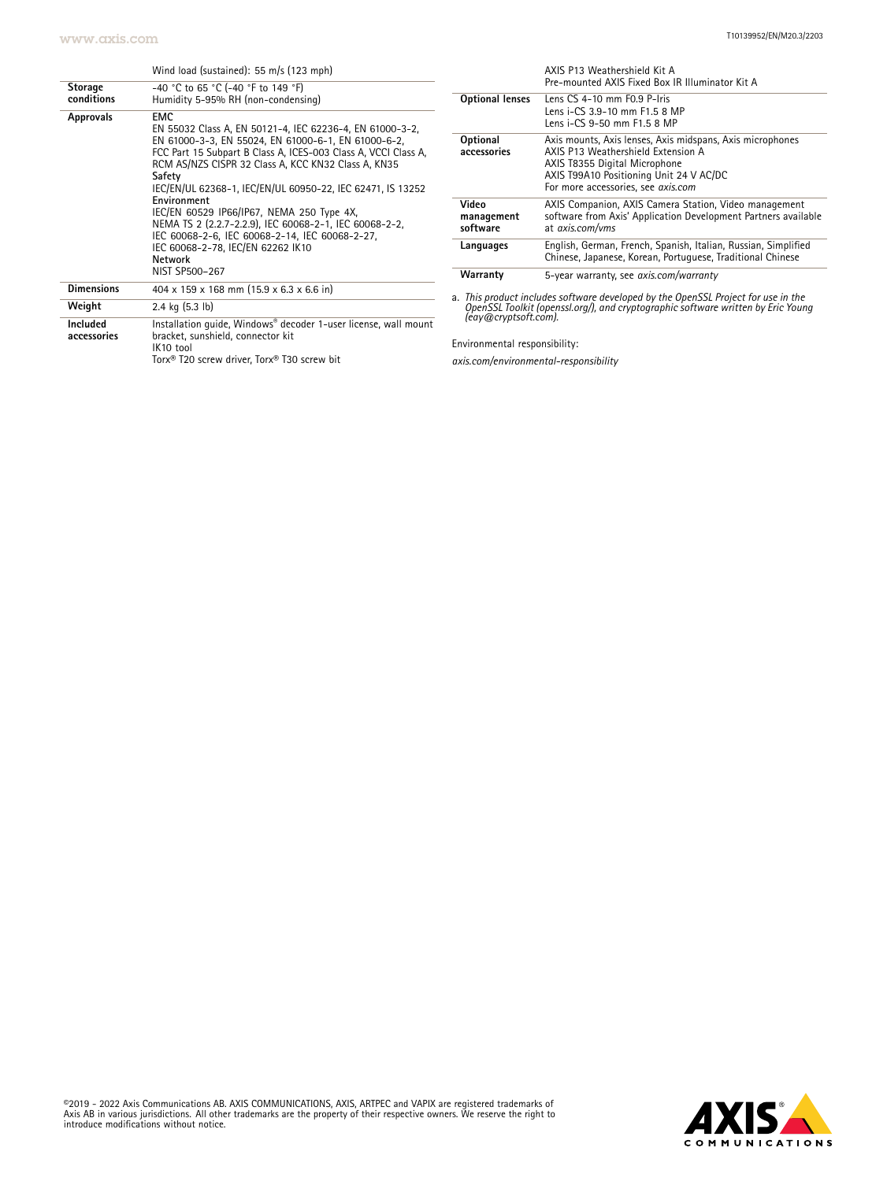| | |
|---|---|
| | Wind load (sustained): 55 m/s (123 mph) |
| **Storage conditions** | -40 °C to 65 °C (-40 °F to 149 °F)<br>Humidity 5-95% RH (non-condensing) |
| **Approvals** | **EMC**<br>EN 55032 Class A, EN 50121-4, IEC 62236-4, EN 61000-3-2, EN 61000-3-3, EN 55024, EN 61000-6-1, EN 61000-6-2, FCC Part 15 Subpart B Class A, ICES-003 Class A, VCCI Class A, RCM AS/NZS CISPR 32 Class A, KCC KN32 Class A, KN35<br>**Safety**<br>IEC/EN/UL 62368-1, IEC/EN/UL 60950-22, IEC 62471, IS 13252<br>**Environment**<br>IEC/EN 60529 IP66/IP67, NEMA 250 Type 4X, NEMA TS 2 (2.2.7-2.2.9), IEC 60068-2-1, IEC 60068-2-2, IEC 60068-2-6, IEC 60068-2-14, IEC 60068-2-27, IEC 60068-2-78, IEC/EN 62262 IK10<br>**Network**<br>NIST SP500-267 |
| **Dimensions** | 404 x 159 x 168 mm (15.9 x 6.3 x 6.6 in) |
| **Weight** | 2.4 kg (5.3 lb) |
| **Included accessories** | Installation guide, Windows® decoder 1-user license, wall mount bracket, sunshield, connector kit<br>IK10 tool<br>Torx® T20 screw driver, Torx® T30 screw bit |
| | AXIS P13 Weathershield Kit A<br>Pre-mounted AXIS Fixed Box IR Illuminator Kit A |
| **Optional lenses** | Lens CS 4-10 mm F0.9 P-Iris<br>Lens i-CS 3.9-10 mm F1.5 8 MP<br>Lens i-CS 9-50 mm F1.5 8 MP |
| **Optional accessories** | Axis mounts, Axis lenses, Axis midspans, Axis microphones<br>AXIS P13 Weathershield Extension A<br>AXIS T8355 Digital Microphone<br>AXIS T99A10 Positioning Unit 24 V AC/DC<br>For more accessories, see *axis.com* |
| **Video management software** | AXIS Companion, AXIS Camera Station, Video management software from Axis' Application Development Partners available at *axis.com/vms* |
| **Languages** | English, German, French, Spanish, Italian, Russian, Simplified Chinese, Japanese, Korean, Portuguese, Traditional Chinese |
| **Warranty** | 5-year warranty, see *axis.com/warranty* |

a. *This product includes software developed by the OpenSSL Project for use in the OpenSSL Toolkit (openssl.org/), and cryptographic software written by Eric Young (eay@cryptsoft.com).*

Environmental responsibility:

*axis.com/environmental-responsibility*

©2019 - 2022 Axis Communications AB. AXIS COMMUNICATIONS, AXIS, ARTPEC and VAPIX are registered trademarks of Axis AB in various jurisdictions. All other trademarks are the property of their respective owners. We reserve the right to introduce modifications without notice.